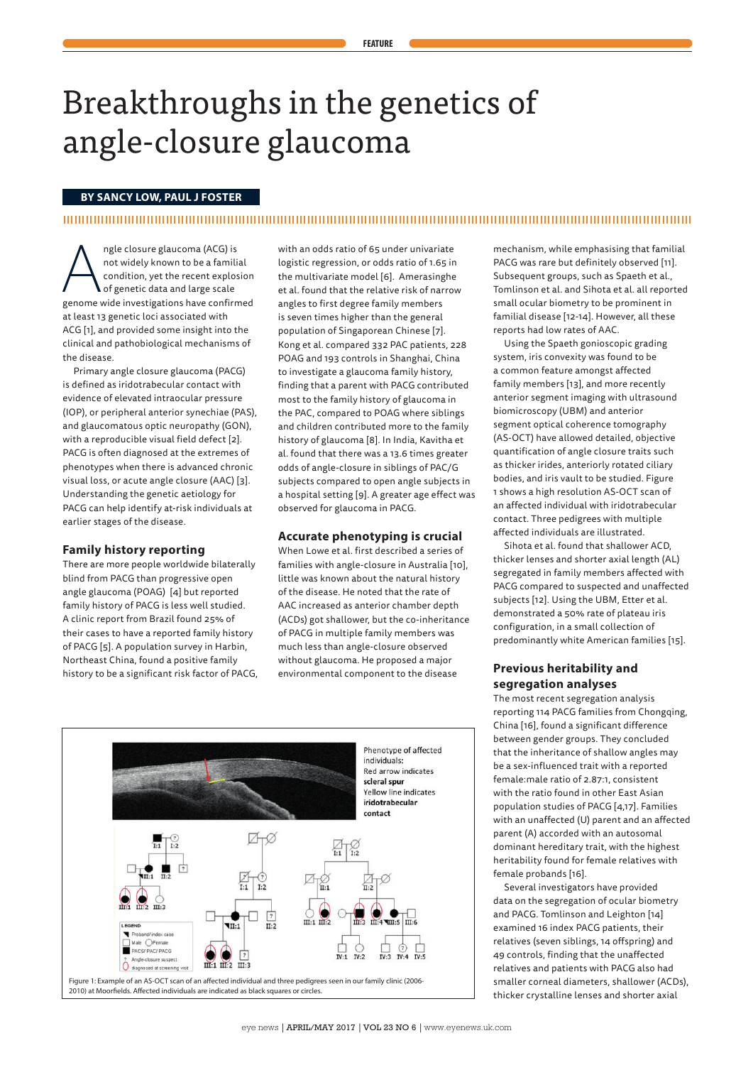# Breakthroughs in the genetics of angle-closure glaucoma

**BY SANCY LOW, PAUL J FOSTER**

Angle closure glaucoma (ACG) is not widely known to be a familial condition, yet the recent explosion of genetic data and large scale genome wide investigations have confirmed at least 13 genetic loci associated with ACG [1], and provided some insight into the clinical and pathobiological mechanisms of the disease.

Primary angle closure glaucoma (PACG) is defined as iridotrabecular contact with evidence of elevated intraocular pressure (IOP), or peripheral anterior synechiae (PAS), and glaucomatous optic neuropathy (GON), with a reproducible visual field defect [2]. PACG is often diagnosed at the extremes of phenotypes when there is advanced chronic visual loss, or acute angle closure (AAC) [3]. Understanding the genetic aetiology for PACG can help identify at-risk individuals at earlier stages of the disease.

## Family history reporting

There are more people worldwide bilaterally blind from PACG than progressive open angle glaucoma (POAG) [4] but reported family history of PACG is less well studied. A clinic report from Brazil found 25% of their cases to have a reported family history of PACG [5]. A population survey in Harbin, Northeast China, found a positive family history to be a significant risk factor of PACG, with an odds ratio of 65 under univariate logistic regression, or odds ratio of 1.65 in the multivariate model [6]. Amerasinghe et al. found that the relative risk of narrow angles to first degree family members is seven times higher than the general population of Singaporean Chinese [7]. Kong et al. compared 332 PAC patients, 228 POAG and 193 controls in Shanghai, China to investigate a glaucoma family history, finding that a parent with PACG contributed most to the family history of glaucoma in the PAC, compared to POAG where siblings and children contributed more to the family history of glaucoma [8]. In India, Kavitha et al. found that there was a 13.6 times greater odds of angle-closure in siblings of PAC/G subjects compared to open angle subjects in a hospital setting [9]. A greater age effect was observed for glaucoma in PACG.

## Accurate phenotyping is crucial

When Lowe et al. first described a series of families with angle-closure in Australia [10], little was known about the natural history of the disease. He noted that the rate of AAC increased as anterior chamber depth (ACDs) got shallower, but the co-inheritance of PACG in multiple family members was much less than angle-closure observed without glaucoma. He proposed a major environmental component to the disease mechanism, while emphasising that familial PACG was rare but definitely observed [11]. Subsequent groups, such as Spaeth et al., Tomlinson et al. and Sihota et al. all reported small ocular biometry to be prominent in familial disease [12-14]. However, all these reports had low rates of AAC.

Using the Spaeth gonioscopic grading system, iris convexity was found to be a common feature amongst affected family members [13], and more recently anterior segment imaging with ultrasound biomicroscopy (UBM) and anterior segment optical coherence tomography (AS-OCT) have allowed detailed, objective quantification of angle closure traits such as thicker irides, anteriorly rotated ciliary bodies, and iris vault to be studied. Figure 1 shows a high resolution AS-OCT scan of an affected individual with iridotrabecular contact. Three pedigrees with multiple affected individuals are illustrated.

Sihota et al. found that shallower ACD, thicker lenses and shorter axial length (AL) segregated in family members affected with PACG compared to suspected and unaffected subjects [12]. Using the UBM, Etter et al. demonstrated a 50% rate of plateau iris configuration, in a small collection of predominantly white American families [15].

Figure 1: Example of an AS-OCT scan of an affected individual and three pedigrees seen in our family clinic (2006-2010) at Moorfields. Affected individuals are indicated as black squares or circles.

## Previous heritability and segregation analyses

The most recent segregation analysis reporting 114 PACG families from Chongqing, China [16], found a significant difference between gender groups. They concluded that the inheritance of shallow angles may be a sex-influenced trait with a reported female:male ratio of 2.87:1, consistent with the ratio found in other East Asian population studies of PACG [4,17]. Families with an unaffected (U) parent and an affected parent (A) accorded with an autosomal dominant hereditary trait, with the highest heritability found for female relatives with female probands [16].

Several investigators have provided data on the segregation of ocular biometry and PACG. Tomlinson and Leighton [14] examined 16 index PACG patients, their relatives (seven siblings, 14 offspring) and 49 controls, finding that the unaffected relatives and patients with PACG also had smaller corneal diameters, shallower (ACDs), thicker crystalline lenses and shorter axial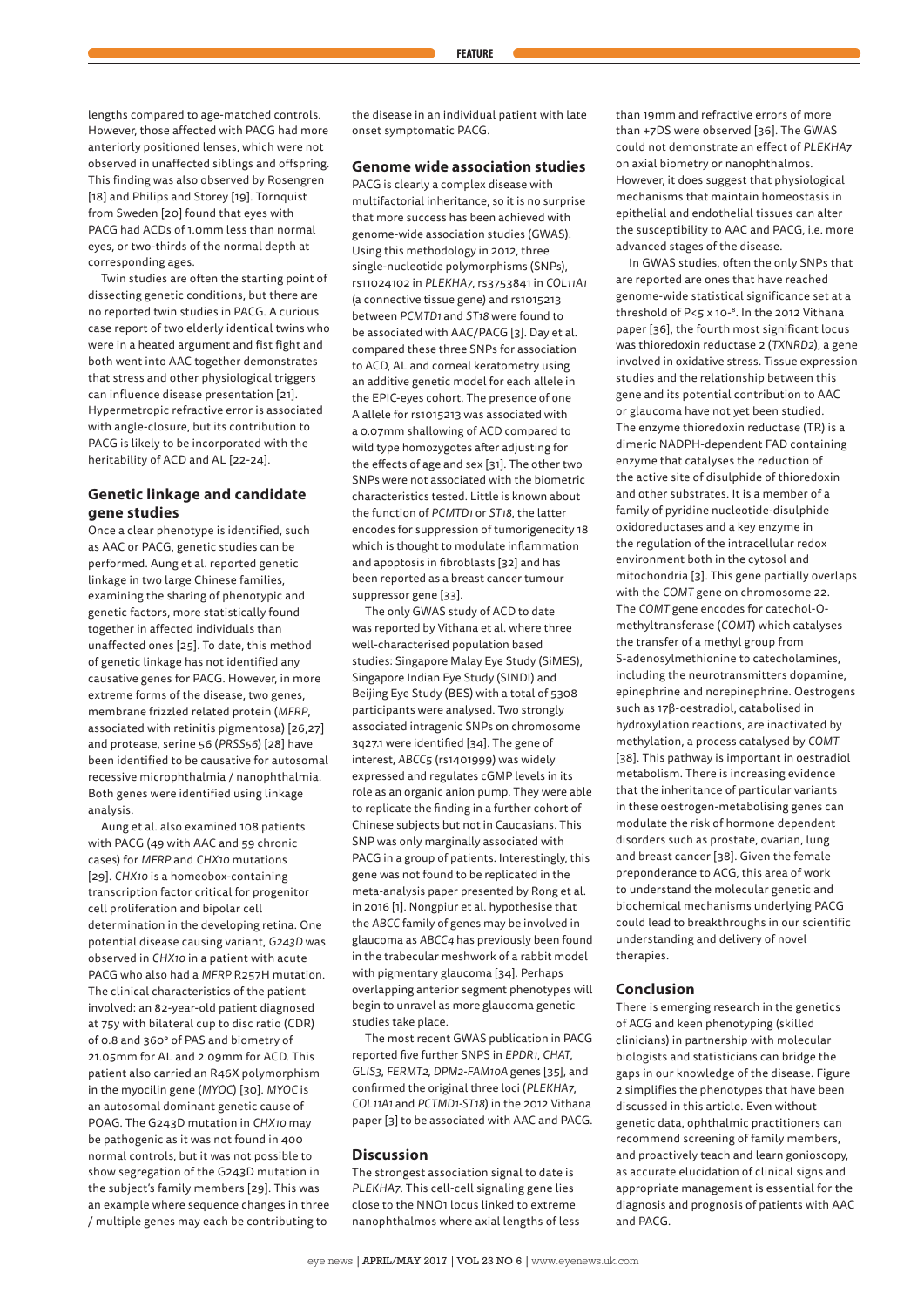lengths compared to age-matched controls. However, those affected with PACG had more anteriorly positioned lenses, which were not observed in unaffected siblings and offspring. This finding was also observed by Rosengren [18] and Philips and Storey [19]. Törnquist from Sweden [20] found that eyes with PACG had ACDs of 1.0mm less than normal eyes, or two-thirds of the normal depth at corresponding ages.

Twin studies are often the starting point of dissecting genetic conditions, but there are no reported twin studies in PACG. A curious case report of two elderly identical twins who were in a heated argument and fist fight and both went into AAC together demonstrates that stress and other physiological triggers can influence disease presentation [21]. Hypermetropic refractive error is associated with angle-closure, but its contribution to PACG is likely to be incorporated with the heritability of ACD and AL [22-24].

## Genetic linkage and candidate gene studies

Once a clear phenotype is identified, such as AAC or PACG, genetic studies can be performed. Aung et al. reported genetic linkage in two large Chinese families, examining the sharing of phenotypic and genetic factors, more statistically found together in affected individuals than unaffected ones [25]. To date, this method of genetic linkage has not identified any causative genes for PACG. However, in more extreme forms of the disease, two genes, membrane frizzled related protein (*MFRP*, associated with retinitis pigmentosa) [26,27] and protease, serine 56 (*PRSS56*) [28] have been identified to be causative for autosomal recessive microphthalmia / nanophthalmia. Both genes were identified using linkage analysis.

Aung et al. also examined 108 patients with PACG (49 with AAC and 59 chronic cases) for *MFRP* and *CHX10* mutations [29]. *CHX10* is a homeobox-containing transcription factor critical for progenitor cell proliferation and bipolar cell determination in the developing retina. One potential disease causing variant, *G243D* was observed in *CHX10* in a patient with acute PACG who also had a *MFRP* R257H mutation. The clinical characteristics of the patient involved: an 82-year-old patient diagnosed at 75y with bilateral cup to disc ratio (CDR) of 0.8 and 360° of PAS and biometry of 21.05mm for AL and 2.09mm for ACD. This patient also carried an R46X polymorphism in the myocilin gene (*MYOC*) [30]. *MYOC* is an autosomal dominant genetic cause of POAG. The G243D mutation in *CHX10* may be pathogenic as it was not found in 400 normal controls, but it was not possible to show segregation of the G243D mutation in the subject's family members [29]. This was an example where sequence changes in three / multiple genes may each be contributing to the disease in an individual patient with late onset symptomatic PACG.

## Genome wide association studies

PACG is clearly a complex disease with multifactorial inheritance, so it is no surprise that more success has been achieved with genome-wide association studies (GWAS). Using this methodology in 2012, three single-nucleotide polymorphisms (SNPs), rs11024102 in *PLEKHA7*, rs3753841 in *COL11A1* (a connective tissue gene) and rs1015213 between *PCMTD1* and *ST18* were found to be associated with AAC/PACG [3]. Day et al. compared these three SNPs for association to ACD, AL and corneal keratometry using an additive genetic model for each allele in the EPIC-eyes cohort. The presence of one A allele for rs1015213 was associated with a 0.07mm shallowing of ACD compared to wild type homozygotes after adjusting for the effects of age and sex [31]. The other two SNPs were not associated with the biometric characteristics tested. Little is known about the function of *PCMTD1* or *ST18*, the latter encodes for suppression of tumorigenecity 18 which is thought to modulate inflammation and apoptosis in fibroblasts [32] and has been reported as a breast cancer tumour suppressor gene [33].

The only GWAS study of ACD to date was reported by Vithana et al. where three well-characterised population based studies: Singapore Malay Eye Study (SiMES), Singapore Indian Eye Study (SINDI) and Beijing Eye Study (BES) with a total of 5308 participants were analysed. Two strongly associated intragenic SNPs on chromosome 3q27.1 were identified [34]. The gene of interest, *ABCC5* (rs1401999) was widely expressed and regulates cGMP levels in its role as an organic anion pump. They were able to replicate the finding in a further cohort of Chinese subjects but not in Caucasians. This SNP was only marginally associated with PACG in a group of patients. Interestingly, this gene was not found to be replicated in the meta-analysis paper presented by Rong et al. in 2016 [1]. Nongpiur et al. hypothesise that the *ABCC* family of genes may be involved in glaucoma as *ABCC4* has previously been found in the trabecular meshwork of a rabbit model with pigmentary glaucoma [34]. Perhaps overlapping anterior segment phenotypes will begin to unravel as more glaucoma genetic studies take place.

The most recent GWAS publication in PACG reported five further SNPS in *EPDR1*, *CHAT*, *GLIS3*, *FERMT2*, *DPM2-FAM10A* genes [35], and confirmed the original three loci (*PLEKHA7*, *COL11A1* and *PCTMD1-ST18*) in the 2012 Vithana paper [3] to be associated with AAC and PACG.

## Discussion

The strongest association signal to date is *PLEKHA7*. This cell-cell signaling gene lies close to the NNO1 locus linked to extreme nanophthalmos where axial lengths of less than 19mm and refractive errors of more than +7DS were observed [36]. The GWAS could not demonstrate an effect of *PLEKHA7* on axial biometry or nanophthalmos. However, it does suggest that physiological mechanisms that maintain homeostasis in epithelial and endothelial tissues can alter the susceptibility to AAC and PACG, i.e. more advanced stages of the disease.

In GWAS studies, often the only SNPs that are reported are ones that have reached genome-wide statistical significance set at a threshold of $P<5 \times 10^{-8}$. In the 2012 Vithana paper [36], the fourth most significant locus was thioredoxin reductase 2 (*TXNRD2*), a gene involved in oxidative stress. Tissue expression studies and the relationship between this gene and its potential contribution to AAC or glaucoma have not yet been studied. The enzyme thioredoxin reductase (TR) is a dimeric NADPH-dependent FAD containing enzyme that catalyses the reduction of the active site of disulphide of thioredoxin and other substrates. It is a member of a family of pyridine nucleotide-disulphide oxidoreductases and a key enzyme in the regulation of the intracellular redox environment both in the cytosol and mitochondria [3]. This gene partially overlaps with the *COMT* gene on chromosome 22. The *COMT* gene encodes for catechol-O-methyltransferase (*COMT*) which catalyses the transfer of a methyl group from S-adenosylmethionine to catecholamines, including the neurotransmitters dopamine, epinephrine and norepinephrine. Oestrogens such as 17β-oestradiol, catabolised in hydroxylation reactions, are inactivated by methylation, a process catalysed by *COMT* [38]. This pathway is important in oestradiol metabolism. There is increasing evidence that the inheritance of particular variants in these oestrogen-metabolising genes can modulate the risk of hormone dependent disorders such as prostate, ovarian, lung and breast cancer [38]. Given the female preponderance to ACG, this area of work to understand the molecular genetic and biochemical mechanisms underlying PACG could lead to breakthroughs in our scientific understanding and delivery of novel therapies.

## Conclusion

There is emerging research in the genetics of ACG and keen phenotyping (skilled clinicians) in partnership with molecular biologists and statisticians can bridge the gaps in our knowledge of the disease. Figure 2 simplifies the phenotypes that have been discussed in this article. Even without genetic data, ophthalmic practitioners can recommend screening of family members, and proactively teach and learn gonioscopy, as accurate elucidation of clinical signs and appropriate management is essential for the diagnosis and prognosis of patients with AAC and PACG.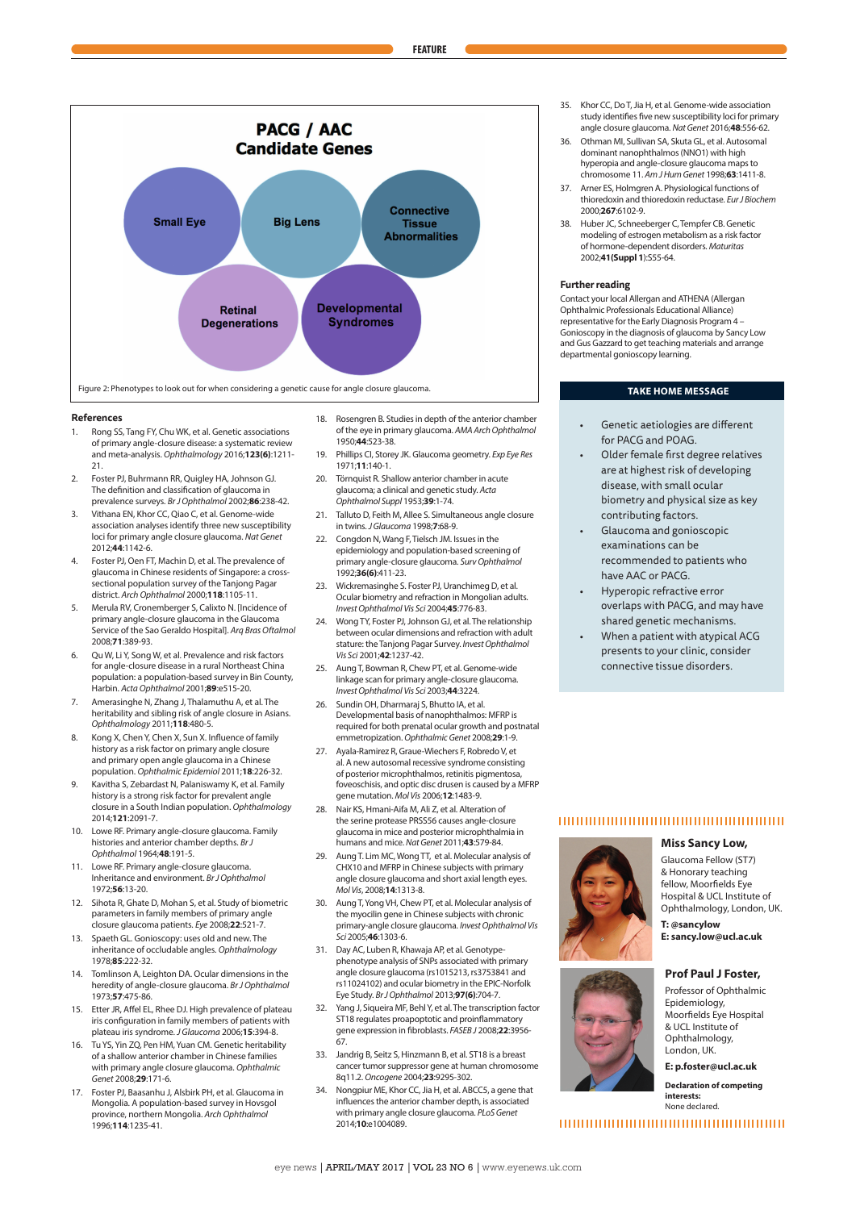**PACG / AAC Candidate Genes**

Small Eye

Big Lens

Connective Tissue Abnormalities

Retinal Degenerations

Developmental Syndromes

Figure 2: Phenotypes to look out for when considering a genetic cause for angle closure glaucoma.

## References

1. Rong SS, Tang FY, Chu WK, et al. Genetic associations of primary angle-closure disease: a systematic review and meta-analysis. *Ophthalmology* 2016;**123(6)**:1211-21.
2. Foster PJ, Buhrmann RR, Quigley HA, Johnson GJ. The definition and classification of glaucoma in prevalence surveys. *Br J Ophthalmol* 2002;**86**:238-42.
3. Vithana EN, Khor CC, Qiao C, et al. Genome-wide association analyses identify three new susceptibility loci for primary angle closure glaucoma. *Nat Genet* 2012;**44**:1142-6.
4. Foster PJ, Oen FT, Machin D, et al. The prevalence of glaucoma in Chinese residents of Singapore: a cross-sectional population survey of the Tanjong Pagar district. *Arch Ophthalmol* 2000;**118**:1105-11.
5. Merula RV, Cronemberger S, Calixto N. [Incidence of primary angle-closure glaucoma in the Glaucoma Service of the Sao Geraldo Hospital]. *Arq Bras Oftalmol* 2008;**71**:389-93.
6. Qu W, Li Y, Song W, et al. Prevalence and risk factors for angle-closure disease in a rural Northeast China population: a population-based survey in Bin County, Harbin. *Acta Ophthalmol* 2001;**89**:e515-20.
7. Amerasinghe N, Zhang J, Thalamuthu A, et al. The heritability and sibling risk of angle closure in Asians. *Ophthalmology* 2011;**118**:480-5.
8. Kong X, Chen Y, Chen X, Sun X. Influence of family history as a risk factor on primary angle closure and primary open angle glaucoma in a Chinese population. *Ophthalmic Epidemiol* 2011;**18**:226-32.
9. Kavitha S, Zebardast N, Palaniswamy K, et al. Family history is a strong risk factor for prevalent angle closure in a South Indian population. *Ophthalmology* 2014;**121**:2091-7.
10. Lowe RF. Primary angle-closure glaucoma. Family histories and anterior chamber depths. *Br J Ophthalmol* 1964;**48**:191-5.
11. Lowe RF. Primary angle-closure glaucoma. Inheritance and environment. *Br J Ophthalmol* 1972;**56**:13-20.
12. Sihota R, Ghate D, Mohan S, et al. Study of biometric parameters in family members of primary angle closure glaucoma patients. *Eye* 2008;**22**:521-7.
13. Spaeth GL. Gonioscopy: uses old and new. The inheritance of occludable angles. *Ophthalmology* 1978;**85**:222-32.
14. Tomlinson A, Leighton DA. Ocular dimensions in the heredity of angle-closure glaucoma. *Br J Ophthalmol* 1973;**57**:475-86.
15. Etter JR, Affel EL, Rhee DJ. High prevalence of plateau iris configuration in family members of patients with plateau iris syndrome. *J Glaucoma* 2006;**15**:394-8.
16. Tu YS, Yin ZQ, Pen HM, Yuan CM. Genetic heritability of a shallow anterior chamber in Chinese families with primary angle closure glaucoma. *Ophthalmic Genet* 2008;**29**:171-6.
17. Foster PJ, Baasanhu J, Alsbirk PH, et al. Glaucoma in Mongolia. A population-based survey in Hovsgol province, northern Mongolia. *Arch Ophthalmol* 1996;**114**:1235-41.
18. Rosengren B. Studies in depth of the anterior chamber of the eye in primary glaucoma. *AMA Arch Ophthalmol* 1950;**44**:523-38.
19. Phillips CI, Storey JK. Glaucoma geometry. *Exp Eye Res* 1971;**11**:140-1.
20. Törnquist R. Shallow anterior chamber in acute glaucoma; a clinical and genetic study. *Acta Ophthalmol Suppl* 1953;**39**:1-74.
21. Talluto D, Feith M, Allee S. Simultaneous angle closure in twins. *J Glaucoma* 1998;**7**:68-9.
22. Congdon N, Wang F, Tielsch JM. Issues in the epidemiology and population-based screening of primary angle-closure glaucoma. *Surv Ophthalmol* 1992;**36(6)**:411-23.
23. Wickremasinghe S. Foster PJ, Uranchimeg D, et al. Ocular biometry and refraction in Mongolian adults. *Invest Ophthalmol Vis Sci* 2004;**45**:776-83.
24. Wong TY, Foster PJ, Johnson GJ, et al. The relationship between ocular dimensions and refraction with adult stature: the Tanjong Pagar Survey. *Invest Ophthalmol Vis Sci* 2001;**42**:1237-42.
25. Aung T, Bowman R, Chew PT, et al. Genome-wide linkage scan for primary angle closure glaucoma. *Invest Ophthalmol Vis Sci* 2003;**44**:3224.
26. Sundin OH, Dharmaraj S, Bhutto IA, et al. Developmental basis of nanophthalmos: MFRP is required for both prenatal ocular growth and postnatal emmetropization. *Ophthalmic Genet* 2008;**29**:1-9.
27. Ayala-Ramirez R, Graue-Wiechers F, Robredo V, et al. A new autosomal recessive syndrome consisting of posterior microphthalmos, retinitis pigmentosa, foveoschisis, and optic disc drusen is caused by a MFRP gene mutation. *Mol Vis* 2006;**12**:1483-9.
28. Nair KS, Hmani-Aifa M, Ali Z, et al. Alteration of the serine protease PRSS56 causes angle-closure glaucoma in mice and posterior microphthalmia in humans and mice. *Nat Genet* 2011;**43**:579-84.
29. Aung T. Lim MC, Wong TT, et al. Molecular analysis of CHX10 and MFRP in Chinese subjects with primary angle closure glaucoma and short axial length eyes. *Mol Vis*, 2008;**14**:1313-8.
30. Aung T, Yong VH, Chew PT, et al. Molecular analysis of the myocilin gene in Chinese subjects with chronic primary-angle closure glaucoma. *Invest Ophthalmol Vis Sci* 2005;**46**:1303-6.
31. Day AC, Luben R, Khawaja AP, et al. Genotype-phenotype analysis of SNPs associated with primary angle closure glaucoma (rs1015213, rs3753841 and rs11024102) and ocular biometry in the EPIC-Norfolk Eye Study. *Br J Ophthalmol* 2013;**97(6)**:704-7.
32. Yang J, Siqueira MF, Behl Y, et al. The transcription factor ST18 regulates proapoptotic and proinflammatory gene expression in fibroblasts. *FASEB J* 2008;**22**:3956-67.
33. Jandrig B, Seitz S, Hinzmann B, et al. ST18 is a breast cancer tumor suppressor gene at human chromosome 8q11.2. *Oncogene* 2004;**23**:9295-302.
34. Nongpiur ME, Khor CC, Jia H, et al. ABCC5, a gene that influences the anterior chamber depth, is associated with primary angle closure glaucoma. *PLoS Genet* 2014;**10**:e1004089.
35. Khor CC, Do T, Jia H, et al. Genome-wide association study identifies five new susceptibility loci for primary angle closure glaucoma. *Nat Genet* 2016;**48**:556-62.
36. Othman MI, Sullivan SA, Skuta GL, et al. Autosomal dominant nanophthalmos (NNO1) with high hyperopia and angle-closure glaucoma maps to chromosome 11. *Am J Hum Genet* 1998;**63**:1411-8.
37. Arner ES, Holmgren A. Physiological functions of thioredoxin and thioredoxin reductase. *Eur J Biochem* 2000;**267**:6102-9.
38. Huber JC, Schneeberger C, Tempfer CB. Genetic modeling of estrogen metabolism as a risk factor of hormone-dependent disorders. *Maturitas* 2002;**41(Suppl 1)**:S55-64.

### Further reading

Contact your local Allergan and ATHENA (Allergan Ophthalmic Professionals Educational Alliance) representative for the Early Diagnosis Program 4 – Gonioscopy in the diagnosis of glaucoma by Sancy Low and Gus Gazzard to get teaching materials and arrange departmental gonioscopy learning.

### TAKE HOME MESSAGE

- Genetic aetiologies are different for PACG and POAG.
- Older female first degree relatives are at highest risk of developing disease, with small ocular biometry and physical size as key contributing factors.
- Glaucoma and gonioscopic examinations can be recommended to patients who have AAC or PACG.
- Hyperopic refractive error overlaps with PACG, and may have shared genetic mechanisms.
- When a patient with atypical ACG presents to your clinic, consider connective tissue disorders.

**Miss Sancy Low,**

Glaucoma Fellow (ST7) & Honorary teaching fellow, Moorfields Eye Hospital & UCL Institute of Ophthalmology, London, UK.

**T: @sancylow**
**E: sancy.low@ucl.ac.uk**

**Prof Paul J Foster,**

Professor of Ophthalmic Epidemiology, Moorfields Eye Hospital & UCL Institute of Ophthalmology, London, UK.

**E: p.foster@ucl.ac.uk**

**Declaration of competing interests:**
None declared.